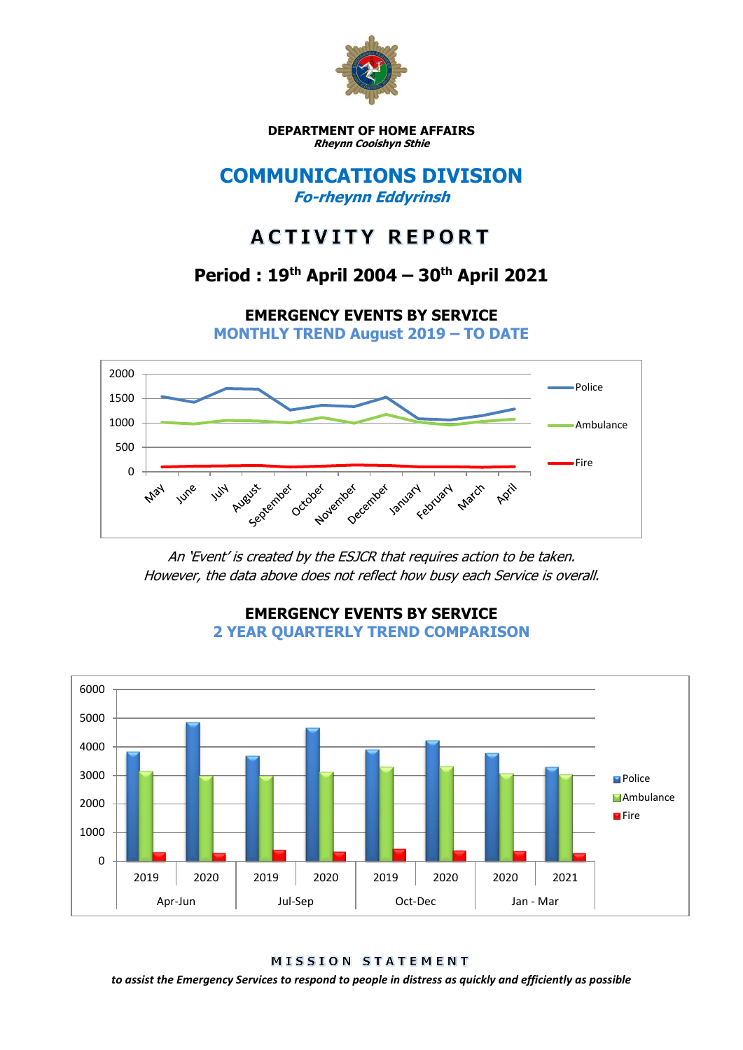**DEPARTMENT OF HOME AFFAIRS**
***Rheynn Cooishyn Sthie***

# COMMUNICATIONS DIVISION

***Fo-rheynn Eddyrinsh***

# ACTIVITY REPORT

## Period : 19th April 2004 – 30th April 2021

### EMERGENCY EVENTS BY SERVICE
**MONTHLY TREND August 2019 – TO DATE**

*An 'Event' is created by the ESJCR that requires action to be taken.*
*However, the data above does not reflect how busy each Service is overall.*

### EMERGENCY EVENTS BY SERVICE
**2 YEAR QUARTERLY TREND COMPARISON**

**MISSION STATEMENT**

***to assist the Emergency Services to respond to people in distress as quickly and efficiently as possible***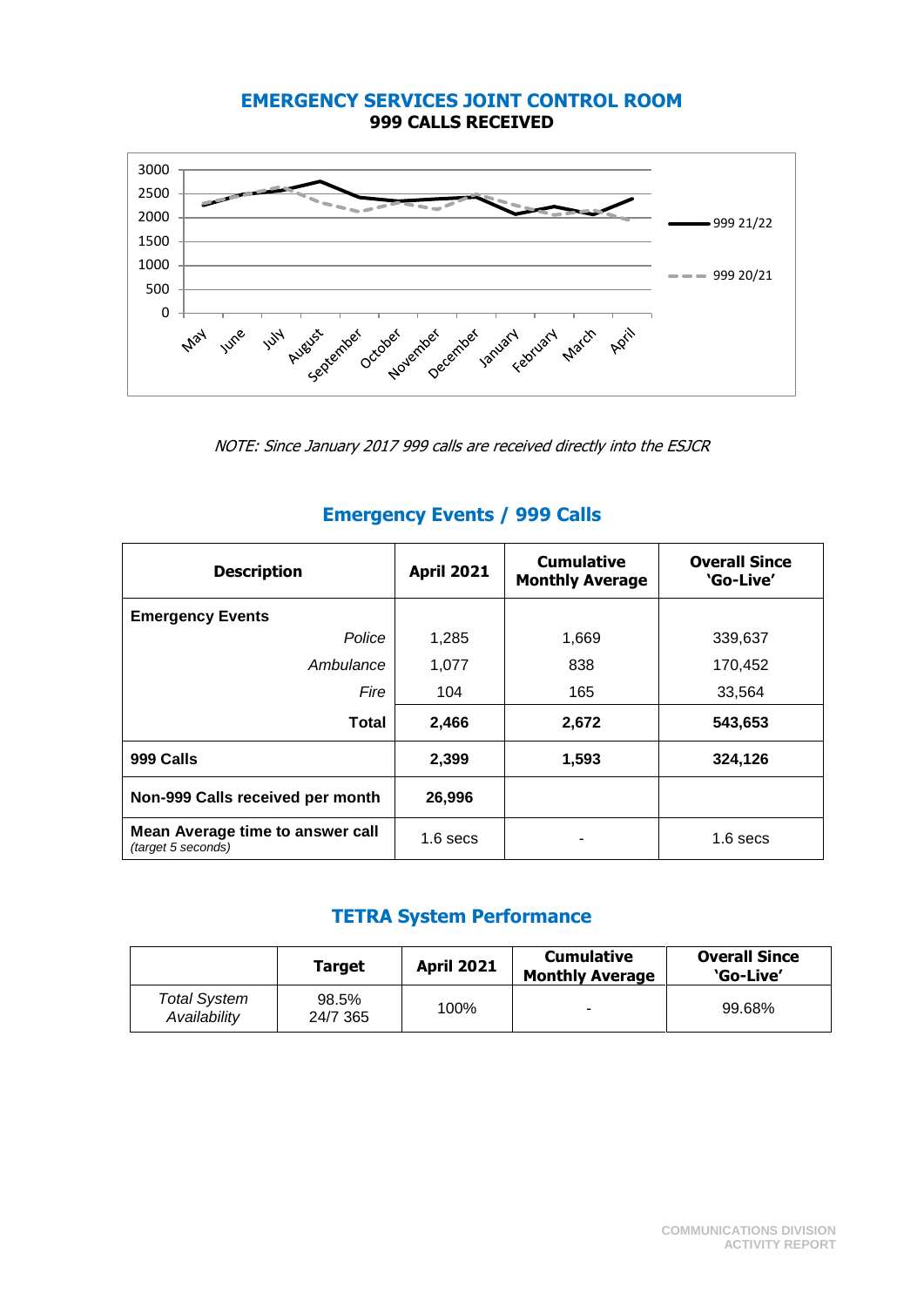## EMERGENCY SERVICES JOINT CONTROL ROOM

### 999 CALLS RECEIVED

3000
2500
2000
1500
1000
500
0

May June July August September October November December January February March April

999 21/22
999 20/21

*NOTE: Since January 2017 999 calls are received directly into the ESJCR*

## Emergency Events / 999 Calls

| Description | April 2021 | Cumulative Monthly Average | Overall Since 'Go-Live' |
|---|---|---|---|
| **Emergency Events** | | | |
| *Police* | 1,285 | 1,669 | 339,637 |
| *Ambulance* | 1,077 | 838 | 170,452 |
| *Fire* | 104 | 165 | 33,564 |
| **Total** | **2,466** | **2,672** | **543,653** |
| **999 Calls** | **2,399** | **1,593** | **324,126** |
| **Non-999 Calls received per month** | **26,996** | | |
| **Mean Average time to answer call** *(target 5 seconds)* | 1.6 secs | - | 1.6 secs |

## TETRA System Performance

| | Target | April 2021 | Cumulative Monthly Average | Overall Since 'Go-Live' |
|---|---|---|---|---|
| *Total System Availability* | 98.5% 24/7 365 | 100% | - | 99.68% |